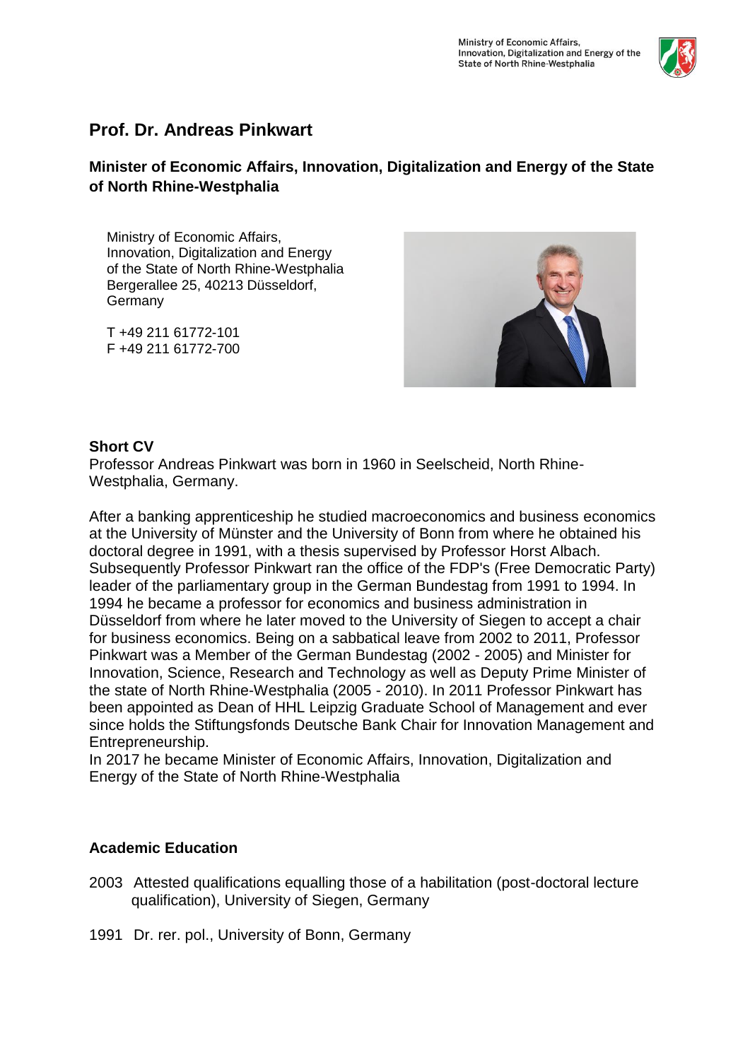Ministry of Economic Affairs, Innovation, Digitalization and Energy of the State of North Rhine-Westphalia

# Prof. Dr. Andreas Pinkwart

## Minister of Economic Affairs, Innovation, Digitalization and Energy of the State of North Rhine-Westphalia

Ministry of Economic Affairs,
Innovation, Digitalization and Energy
of the State of North Rhine-Westphalia
Bergerallee 25, 40213 Düsseldorf,
Germany

T +49 211 61772-101
F +49 211 61772-700

### Short CV

Professor Andreas Pinkwart was born in 1960 in Seelscheid, North Rhine-Westphalia, Germany.

After a banking apprenticeship he studied macroeconomics and business economics at the University of Münster and the University of Bonn from where he obtained his doctoral degree in 1991, with a thesis supervised by Professor Horst Albach. Subsequently Professor Pinkwart ran the office of the FDP's (Free Democratic Party) leader of the parliamentary group in the German Bundestag from 1991 to 1994. In 1994 he became a professor for economics and business administration in Düsseldorf from where he later moved to the University of Siegen to accept a chair for business economics. Being on a sabbatical leave from 2002 to 2011, Professor Pinkwart was a Member of the German Bundestag (2002 - 2005) and Minister for Innovation, Science, Research and Technology as well as Deputy Prime Minister of the state of North Rhine-Westphalia (2005 - 2010). In 2011 Professor Pinkwart has been appointed as Dean of HHL Leipzig Graduate School of Management and ever since holds the Stiftungsfonds Deutsche Bank Chair for Innovation Management and Entrepreneurship.
In 2017 he became Minister of Economic Affairs, Innovation, Digitalization and Energy of the State of North Rhine-Westphalia

### Academic Education

2003 Attested qualifications equalling those of a habilitation (post-doctoral lecture qualification), University of Siegen, Germany

1991 Dr. rer. pol., University of Bonn, Germany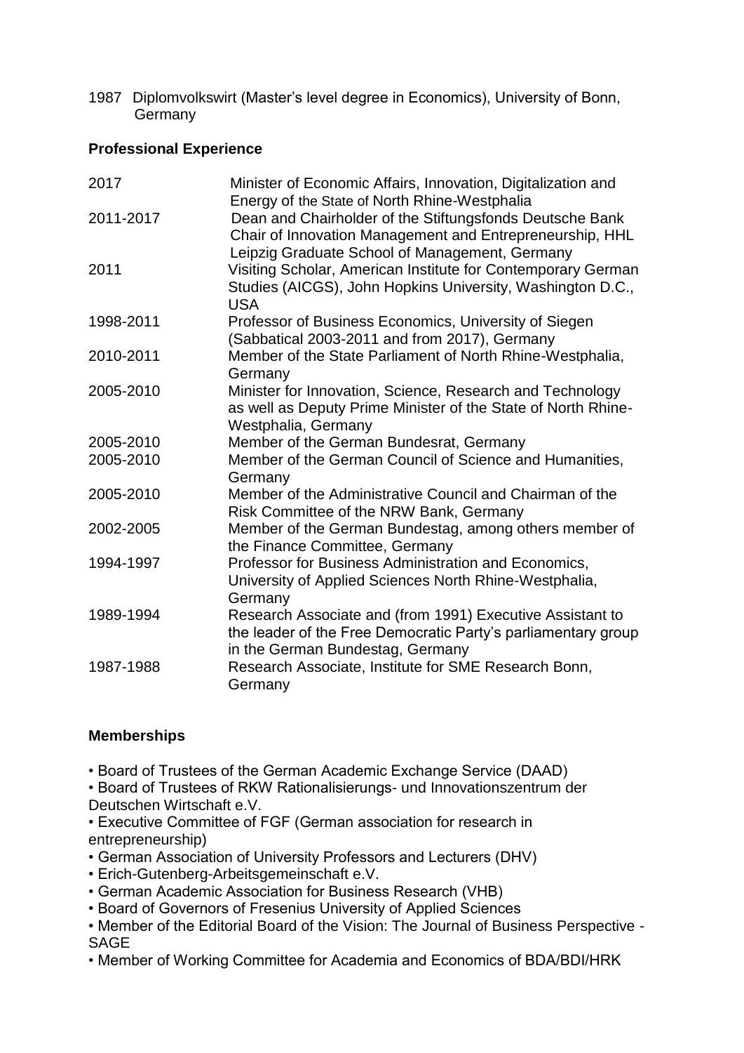1987 Diplomvolkswirt (Master's level degree in Economics), University of Bonn, Germany

## Professional Experience

| | |
|---|---|
| 2017 | Minister of Economic Affairs, Innovation, Digitalization and Energy of the State of North Rhine-Westphalia |
| 2011-2017 | Dean and Chairholder of the Stiftungsfonds Deutsche Bank Chair of Innovation Management and Entrepreneurship, HHL Leipzig Graduate School of Management, Germany |
| 2011 | Visiting Scholar, American Institute for Contemporary German Studies (AICGS), John Hopkins University, Washington D.C., USA |
| 1998-2011 | Professor of Business Economics, University of Siegen (Sabbatical 2003-2011 and from 2017), Germany |
| 2010-2011 | Member of the State Parliament of North Rhine-Westphalia, Germany |
| 2005-2010 | Minister for Innovation, Science, Research and Technology as well as Deputy Prime Minister of the State of North Rhine-Westphalia, Germany |
| 2005-2010 | Member of the German Bundesrat, Germany |
| 2005-2010 | Member of the German Council of Science and Humanities, Germany |
| 2005-2010 | Member of the Administrative Council and Chairman of the Risk Committee of the NRW Bank, Germany |
| 2002-2005 | Member of the German Bundestag, among others member of the Finance Committee, Germany |
| 1994-1997 | Professor for Business Administration and Economics, University of Applied Sciences North Rhine-Westphalia, Germany |
| 1989-1994 | Research Associate and (from 1991) Executive Assistant to the leader of the Free Democratic Party's parliamentary group in the German Bundestag, Germany |
| 1987-1988 | Research Associate, Institute for SME Research Bonn, Germany |

## Memberships

- Board of Trustees of the German Academic Exchange Service (DAAD)
- Board of Trustees of RKW Rationalisierungs- und Innovationszentrum der Deutschen Wirtschaft e.V.
- Executive Committee of FGF (German association for research in entrepreneurship)
- German Association of University Professors and Lecturers (DHV)
- Erich-Gutenberg-Arbeitsgemeinschaft e.V.
- German Academic Association for Business Research (VHB)
- Board of Governors of Fresenius University of Applied Sciences
- Member of the Editorial Board of the Vision: The Journal of Business Perspective - SAGE
- Member of Working Committee for Academia and Economics of BDA/BDI/HRK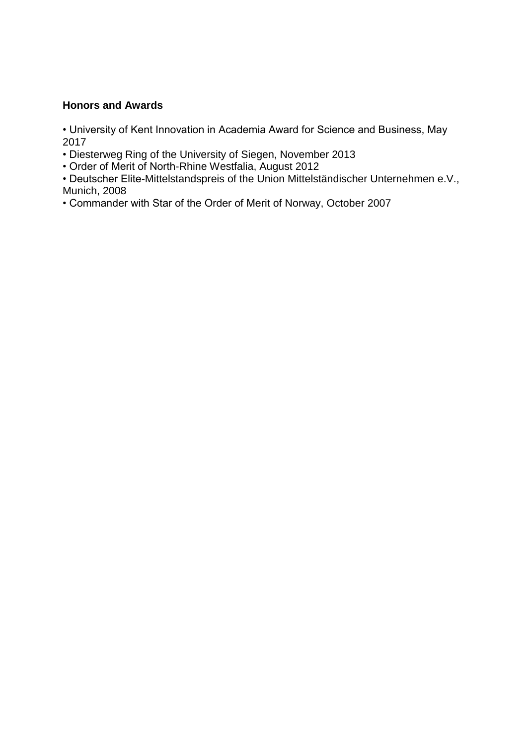**Honors and Awards**

- University of Kent Innovation in Academia Award for Science and Business, May 2017
- Diesterweg Ring of the University of Siegen, November 2013
- Order of Merit of North-Rhine Westfalia, August 2012
- Deutscher Elite-Mittelstandspreis of the Union Mittelständischer Unternehmen e.V., Munich, 2008
- Commander with Star of the Order of Merit of Norway, October 2007